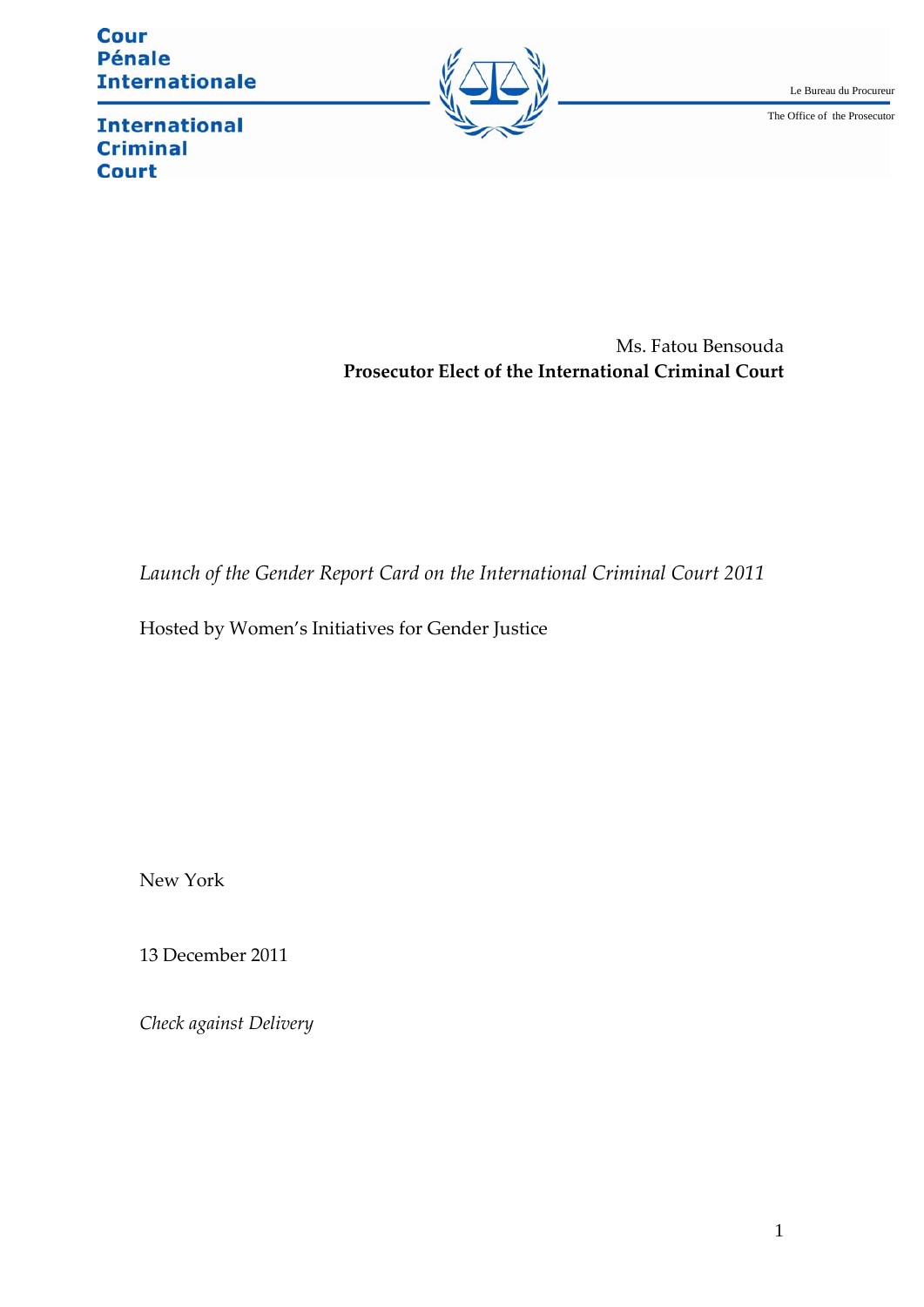Cour Pénale Internationale

International Criminal Court

Le Bureau du Procureur

The Office of the Prosecutor

Ms. Fatou Bensouda

**Prosecutor Elect of the International Criminal Court**

*Launch of the Gender Report Card on the International Criminal Court 2011*

Hosted by Women's Initiatives for Gender Justice

New York

13 December 2011

*Check against Delivery*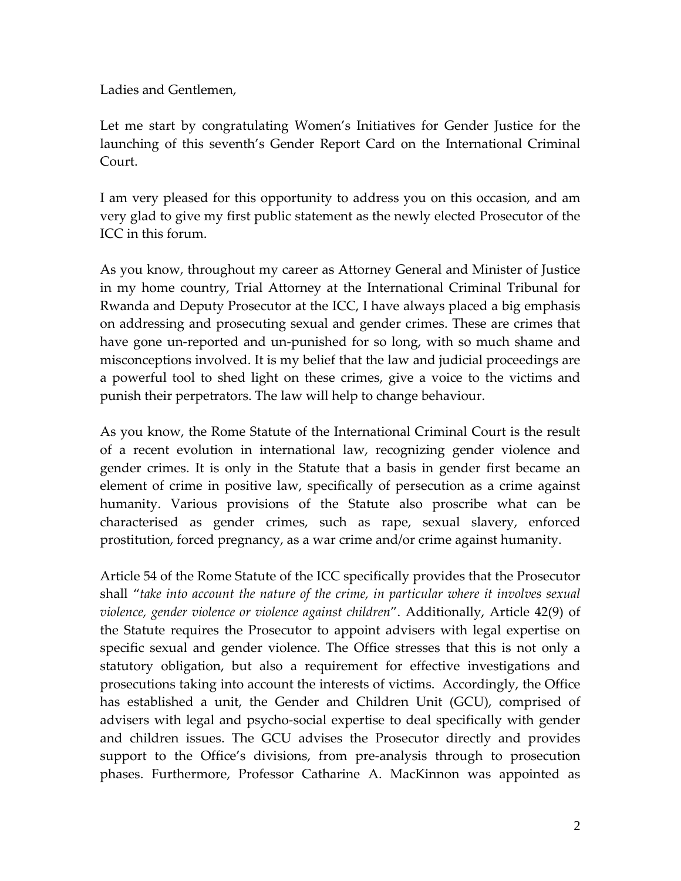Ladies and Gentlemen,

Let me start by congratulating Women's Initiatives for Gender Justice for the launching of this seventh's Gender Report Card on the International Criminal Court.

I am very pleased for this opportunity to address you on this occasion, and am very glad to give my first public statement as the newly elected Prosecutor of the ICC in this forum.

As you know, throughout my career as Attorney General and Minister of Justice in my home country, Trial Attorney at the International Criminal Tribunal for Rwanda and Deputy Prosecutor at the ICC, I have always placed a big emphasis on addressing and prosecuting sexual and gender crimes. These are crimes that have gone un-reported and un-punished for so long, with so much shame and misconceptions involved. It is my belief that the law and judicial proceedings are a powerful tool to shed light on these crimes, give a voice to the victims and punish their perpetrators. The law will help to change behaviour.

As you know, the Rome Statute of the International Criminal Court is the result of a recent evolution in international law, recognizing gender violence and gender crimes. It is only in the Statute that a basis in gender first became an element of crime in positive law, specifically of persecution as a crime against humanity. Various provisions of the Statute also proscribe what can be characterised as gender crimes, such as rape, sexual slavery, enforced prostitution, forced pregnancy, as a war crime and/or crime against humanity.

Article 54 of the Rome Statute of the ICC specifically provides that the Prosecutor shall "*take into account the nature of the crime, in particular where it involves sexual violence, gender violence or violence against children*". Additionally, Article 42(9) of the Statute requires the Prosecutor to appoint advisers with legal expertise on specific sexual and gender violence. The Office stresses that this is not only a statutory obligation, but also a requirement for effective investigations and prosecutions taking into account the interests of victims. Accordingly, the Office has established a unit, the Gender and Children Unit (GCU), comprised of advisers with legal and psycho-social expertise to deal specifically with gender and children issues. The GCU advises the Prosecutor directly and provides support to the Office's divisions, from pre-analysis through to prosecution phases. Furthermore, Professor Catharine A. MacKinnon was appointed as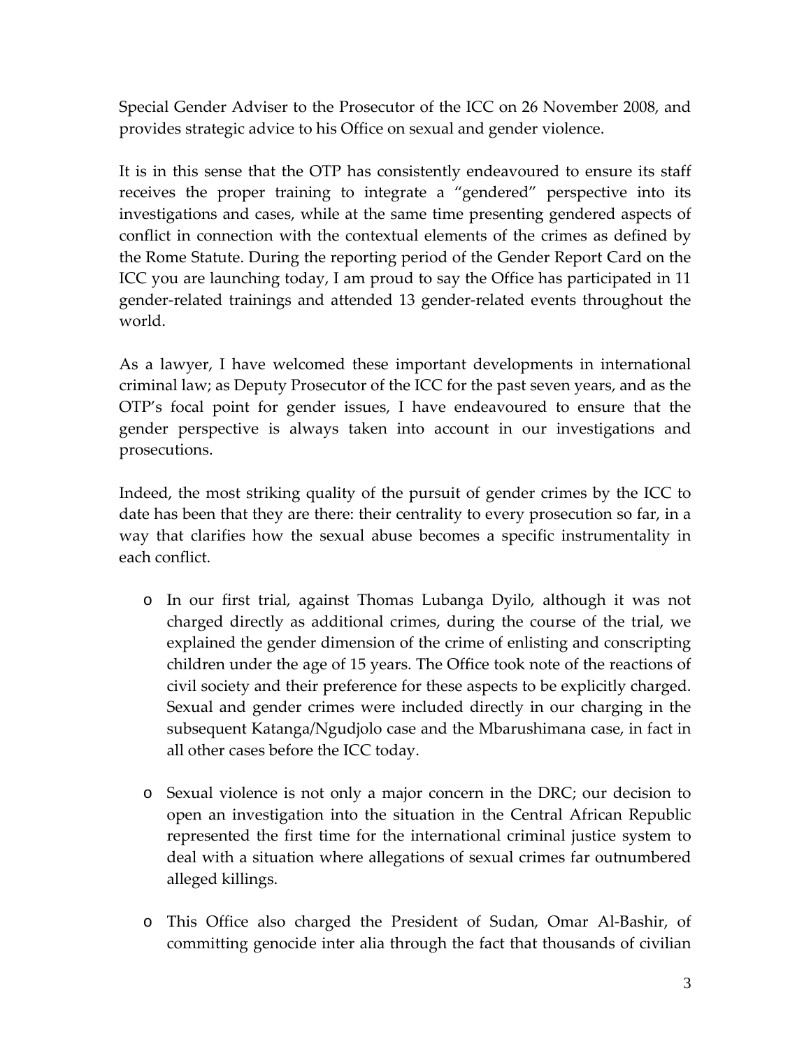Special Gender Adviser to the Prosecutor of the ICC on 26 November 2008, and provides strategic advice to his Office on sexual and gender violence.

It is in this sense that the OTP has consistently endeavoured to ensure its staff receives the proper training to integrate a "gendered" perspective into its investigations and cases, while at the same time presenting gendered aspects of conflict in connection with the contextual elements of the crimes as defined by the Rome Statute. During the reporting period of the Gender Report Card on the ICC you are launching today, I am proud to say the Office has participated in 11 gender-related trainings and attended 13 gender-related events throughout the world.

As a lawyer, I have welcomed these important developments in international criminal law; as Deputy Prosecutor of the ICC for the past seven years, and as the OTP's focal point for gender issues, I have endeavoured to ensure that the gender perspective is always taken into account in our investigations and prosecutions.

Indeed, the most striking quality of the pursuit of gender crimes by the ICC to date has been that they are there: their centrality to every prosecution so far, in a way that clarifies how the sexual abuse becomes a specific instrumentality in each conflict.

- In our first trial, against Thomas Lubanga Dyilo, although it was not charged directly as additional crimes, during the course of the trial, we explained the gender dimension of the crime of enlisting and conscripting children under the age of 15 years. The Office took note of the reactions of civil society and their preference for these aspects to be explicitly charged. Sexual and gender crimes were included directly in our charging in the subsequent Katanga/Ngudjolo case and the Mbarushimana case, in fact in all other cases before the ICC today.

- Sexual violence is not only a major concern in the DRC; our decision to open an investigation into the situation in the Central African Republic represented the first time for the international criminal justice system to deal with a situation where allegations of sexual crimes far outnumbered alleged killings.

- This Office also charged the President of Sudan, Omar Al-Bashir, of committing genocide inter alia through the fact that thousands of civilian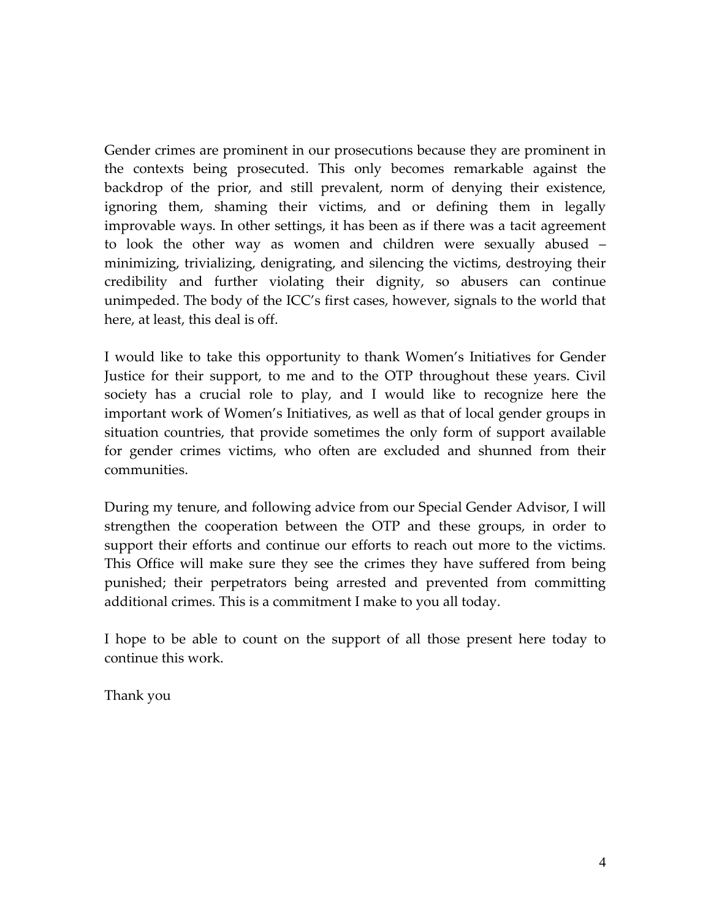Gender crimes are prominent in our prosecutions because they are prominent in the contexts being prosecuted. This only becomes remarkable against the backdrop of the prior, and still prevalent, norm of denying their existence, ignoring them, shaming their victims, and or defining them in legally improvable ways. In other settings, it has been as if there was a tacit agreement to look the other way as women and children were sexually abused – minimizing, trivializing, denigrating, and silencing the victims, destroying their credibility and further violating their dignity, so abusers can continue unimpeded. The body of the ICC's first cases, however, signals to the world that here, at least, this deal is off.

I would like to take this opportunity to thank Women's Initiatives for Gender Justice for their support, to me and to the OTP throughout these years. Civil society has a crucial role to play, and I would like to recognize here the important work of Women's Initiatives, as well as that of local gender groups in situation countries, that provide sometimes the only form of support available for gender crimes victims, who often are excluded and shunned from their communities.

During my tenure, and following advice from our Special Gender Advisor, I will strengthen the cooperation between the OTP and these groups, in order to support their efforts and continue our efforts to reach out more to the victims. This Office will make sure they see the crimes they have suffered from being punished; their perpetrators being arrested and prevented from committing additional crimes. This is a commitment I make to you all today.

I hope to be able to count on the support of all those present here today to continue this work.

Thank you